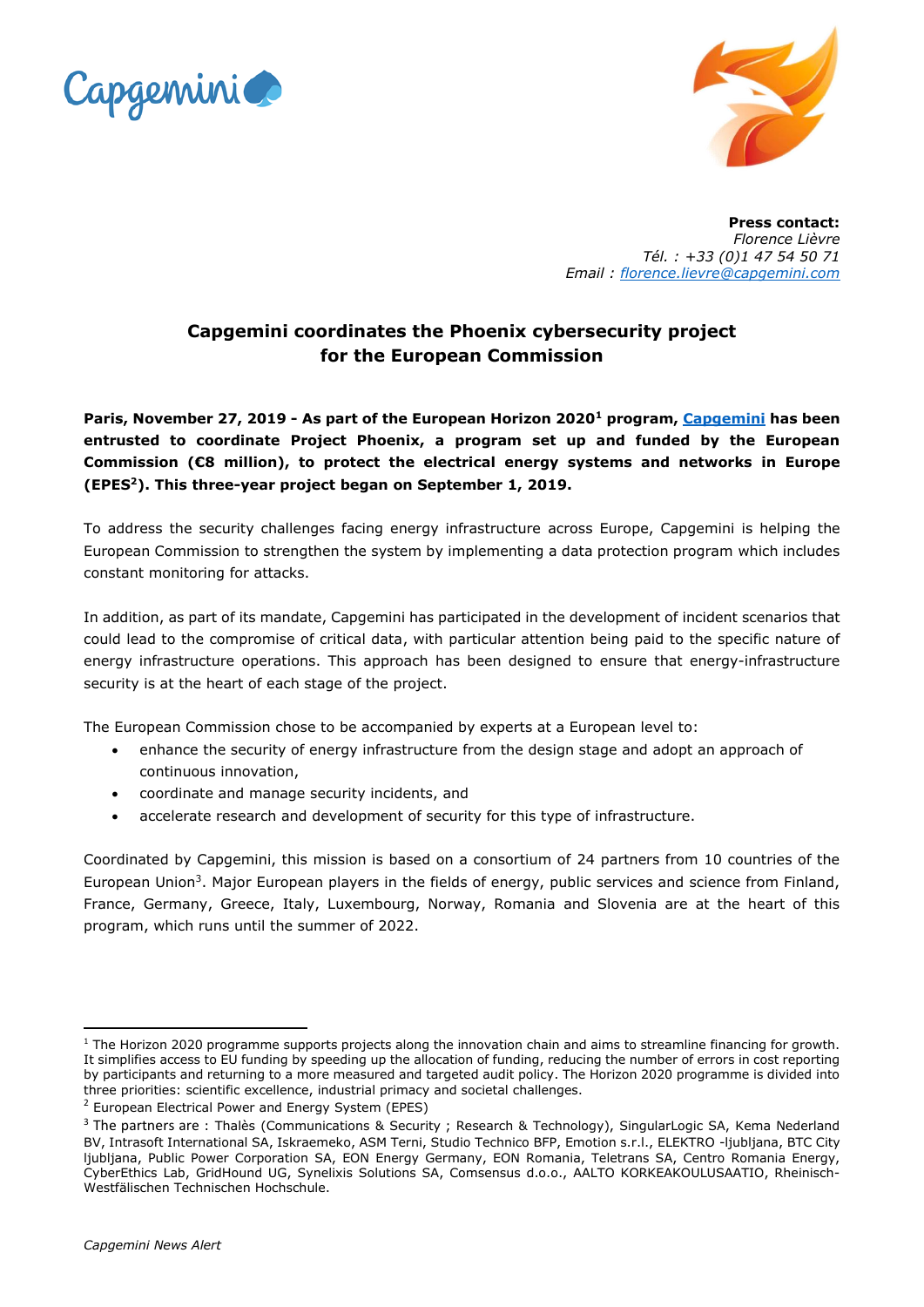**Press contact:**
*Florence Lièvre*
*Tél. : +33 (0)1 47 54 50 71*
*Email : florence.lievre@capgemini.com*

# Capgemini coordinates the Phoenix cybersecurity project for the European Commission

**Paris, November 27, 2019 - As part of the European Horizon 2020[1] program, Capgemini has been entrusted to coordinate Project Phoenix, a program set up and funded by the European Commission (€8 million), to protect the electrical energy systems and networks in Europe (EPES[2]). This three-year project began on September 1, 2019.**

To address the security challenges facing energy infrastructure across Europe, Capgemini is helping the European Commission to strengthen the system by implementing a data protection program which includes constant monitoring for attacks.

In addition, as part of its mandate, Capgemini has participated in the development of incident scenarios that could lead to the compromise of critical data, with particular attention being paid to the specific nature of energy infrastructure operations. This approach has been designed to ensure that energy-infrastructure security is at the heart of each stage of the project.

The European Commission chose to be accompanied by experts at a European level to:

- enhance the security of energy infrastructure from the design stage and adopt an approach of continuous innovation,
- coordinate and manage security incidents, and
- accelerate research and development of security for this type of infrastructure.

Coordinated by Capgemini, this mission is based on a consortium of 24 partners from 10 countries of the European Union[3]. Major European players in the fields of energy, public services and science from Finland, France, Germany, Greece, Italy, Luxembourg, Norway, Romania and Slovenia are at the heart of this program, which runs until the summer of 2022.

---

[1] The Horizon 2020 programme supports projects along the innovation chain and aims to streamline financing for growth. It simplifies access to EU funding by speeding up the allocation of funding, reducing the number of errors in cost reporting by participants and returning to a more measured and targeted audit policy. The Horizon 2020 programme is divided into three priorities: scientific excellence, industrial primacy and societal challenges.

[2] European Electrical Power and Energy System (EPES)

[3] The partners are : Thalès (Communications & Security ; Research & Technology), SingularLogic SA, Kema Nederland BV, Intrasoft International SA, Iskraemeko, ASM Terni, Studio Technico BFP, Emotion s.r.l., ELEKTRO -ljubljana, BTC City ljubljana, Public Power Corporation SA, EON Energy Germany, EON Romania, Teletrans SA, Centro Romania Energy, CyberEthics Lab, GridHound UG, Synelixis Solutions SA, Comsensus d.o.o., AALTO KORKEAKOULUSAATIO, Rheinisch-Westfälischen Technischen Hochschule.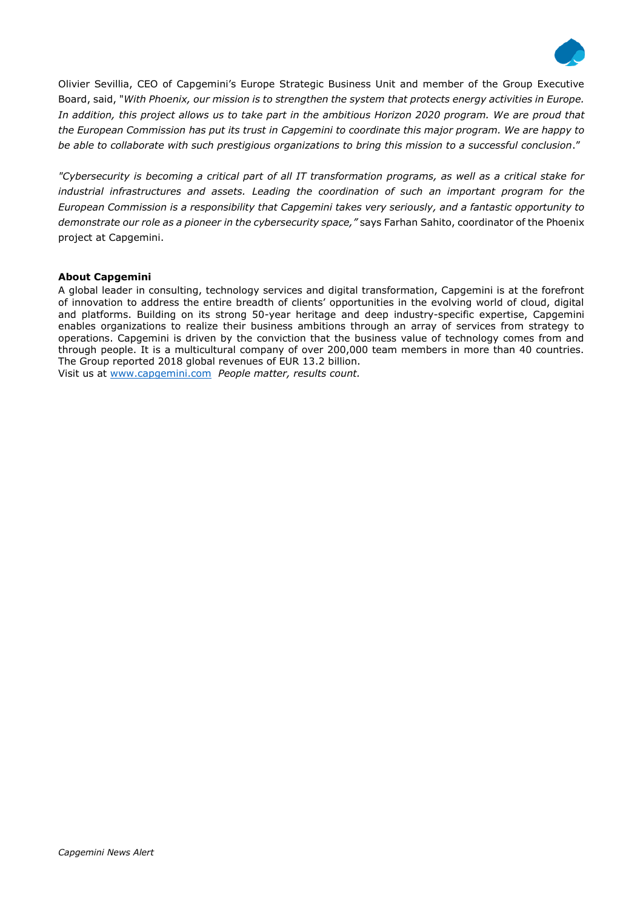Olivier Sevillia, CEO of Capgemini's Europe Strategic Business Unit and member of the Group Executive Board, said, "*With Phoenix, our mission is to strengthen the system that protects energy activities in Europe. In addition, this project allows us to take part in the ambitious Horizon 2020 program. We are proud that the European Commission has put its trust in Capgemini to coordinate this major program. We are happy to be able to collaborate with such prestigious organizations to bring this mission to a successful conclusion*."

*"Cybersecurity is becoming a critical part of all IT transformation programs, as well as a critical stake for industrial infrastructures and assets. Leading the coordination of such an important program for the European Commission is a responsibility that Capgemini takes very seriously, and a fantastic opportunity to demonstrate our role as a pioneer in the cybersecurity space,"* says Farhan Sahito, coordinator of the Phoenix project at Capgemini.

**About Capgemini**

A global leader in consulting, technology services and digital transformation, Capgemini is at the forefront of innovation to address the entire breadth of clients' opportunities in the evolving world of cloud, digital and platforms. Building on its strong 50-year heritage and deep industry-specific expertise, Capgemini enables organizations to realize their business ambitions through an array of services from strategy to operations. Capgemini is driven by the conviction that the business value of technology comes from and through people. It is a multicultural company of over 200,000 team members in more than 40 countries. The Group reported 2018 global revenues of EUR 13.2 billion.
Visit us at [www.capgemini.com](http://www.capgemini.com) *People matter, results count.*